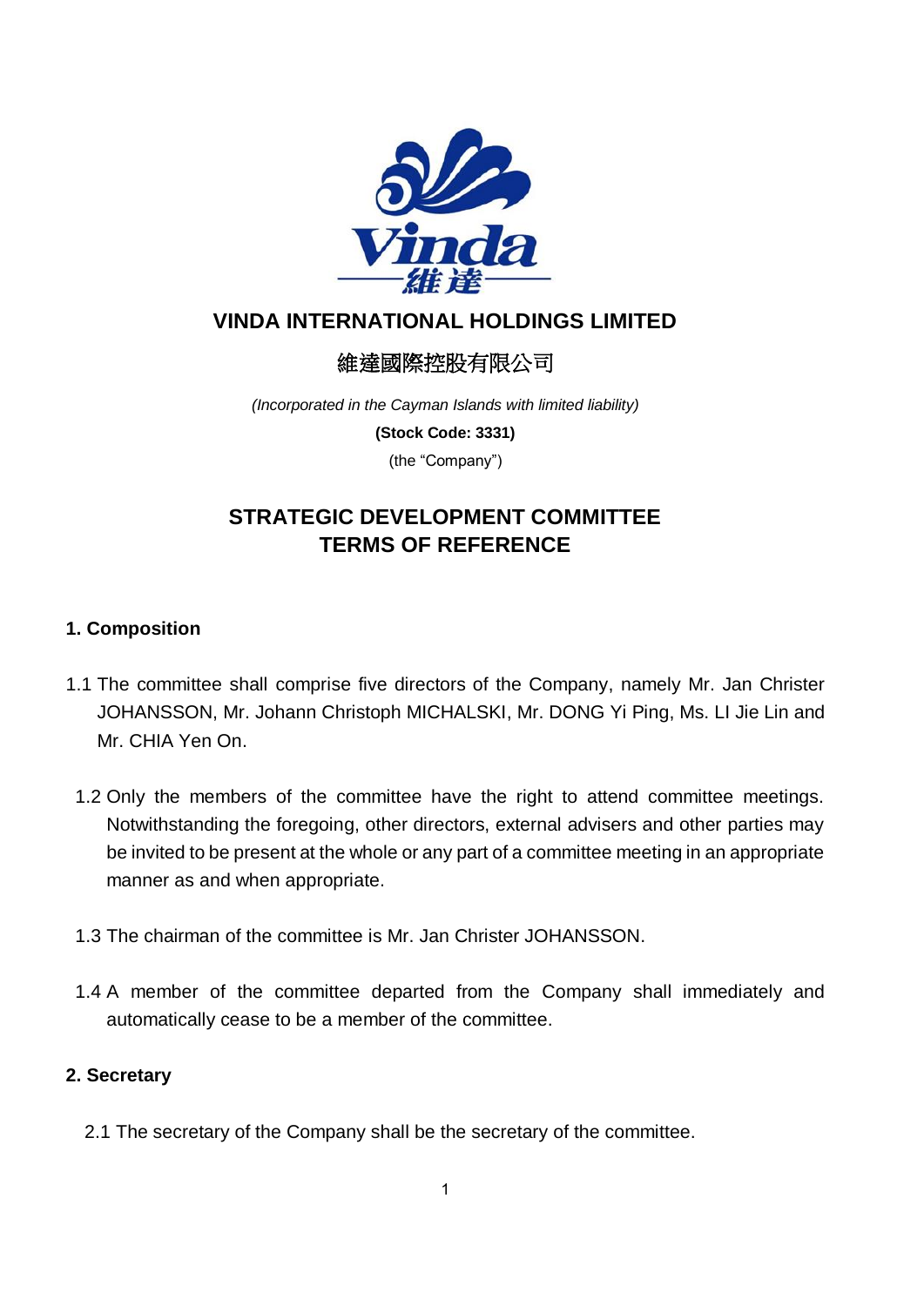# VINDA INTERNATIONAL HOLDINGS LIMITED

# 維達國際控股有限公司

*(Incorporated in the Cayman Islands with limited liability)*

**(Stock Code: 3331)**

(the "Company")

## STRATEGIC DEVELOPMENT COMMITTEE TERMS OF REFERENCE

### 1. Composition

1.1 The committee shall comprise five directors of the Company, namely Mr. Jan Christer JOHANSSON, Mr. Johann Christoph MICHALSKI, Mr. DONG Yi Ping, Ms. LI Jie Lin and Mr. CHIA Yen On.

1.2 Only the members of the committee have the right to attend committee meetings. Notwithstanding the foregoing, other directors, external advisers and other parties may be invited to be present at the whole or any part of a committee meeting in an appropriate manner as and when appropriate.

1.3 The chairman of the committee is Mr. Jan Christer JOHANSSON.

1.4 A member of the committee departed from the Company shall immediately and automatically cease to be a member of the committee.

### 2. Secretary

2.1 The secretary of the Company shall be the secretary of the committee.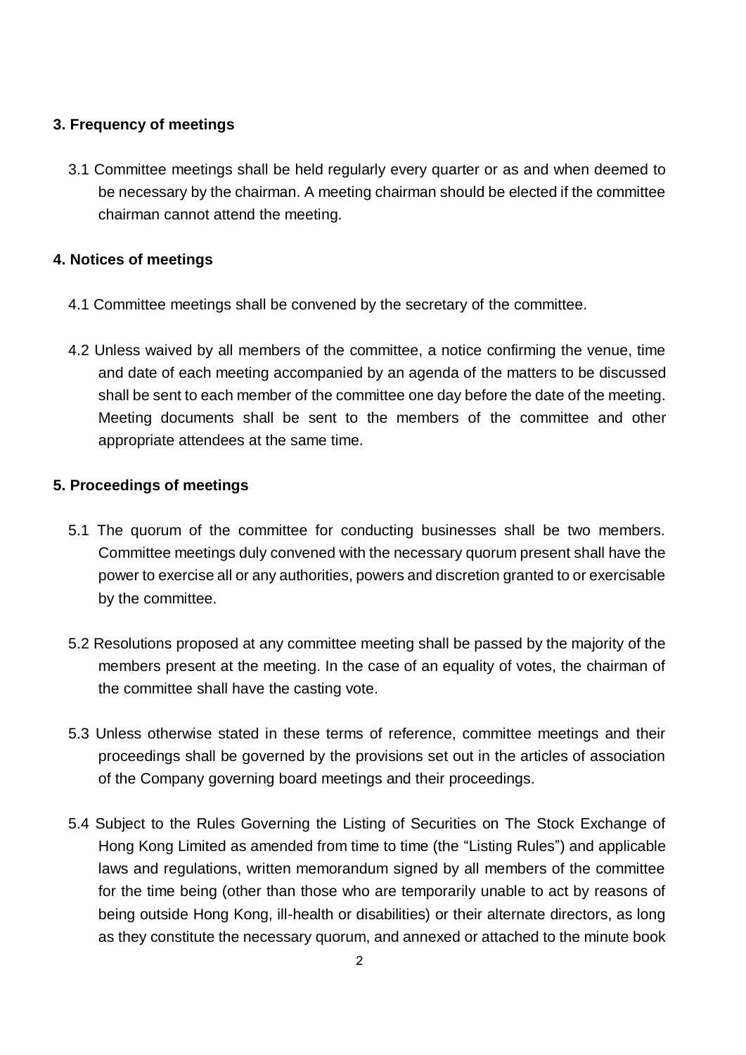## 3. Frequency of meetings

3.1 Committee meetings shall be held regularly every quarter or as and when deemed to be necessary by the chairman. A meeting chairman should be elected if the committee chairman cannot attend the meeting.

## 4. Notices of meetings

4.1 Committee meetings shall be convened by the secretary of the committee.

4.2 Unless waived by all members of the committee, a notice confirming the venue, time and date of each meeting accompanied by an agenda of the matters to be discussed shall be sent to each member of the committee one day before the date of the meeting. Meeting documents shall be sent to the members of the committee and other appropriate attendees at the same time.

## 5. Proceedings of meetings

5.1 The quorum of the committee for conducting businesses shall be two members. Committee meetings duly convened with the necessary quorum present shall have the power to exercise all or any authorities, powers and discretion granted to or exercisable by the committee.

5.2 Resolutions proposed at any committee meeting shall be passed by the majority of the members present at the meeting. In the case of an equality of votes, the chairman of the committee shall have the casting vote.

5.3 Unless otherwise stated in these terms of reference, committee meetings and their proceedings shall be governed by the provisions set out in the articles of association of the Company governing board meetings and their proceedings.

5.4 Subject to the Rules Governing the Listing of Securities on The Stock Exchange of Hong Kong Limited as amended from time to time (the "Listing Rules") and applicable laws and regulations, written memorandum signed by all members of the committee for the time being (other than those who are temporarily unable to act by reasons of being outside Hong Kong, ill-health or disabilities) or their alternate directors, as long as they constitute the necessary quorum, and annexed or attached to the minute book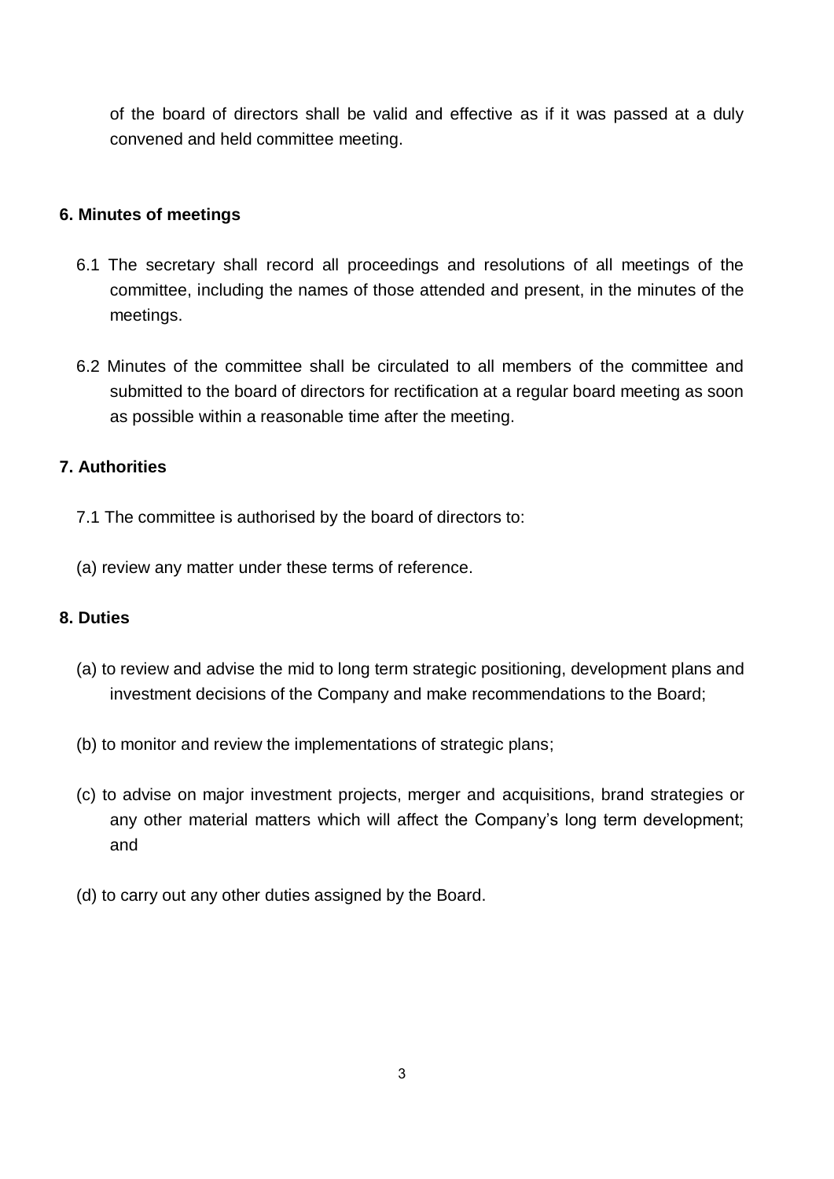of the board of directors shall be valid and effective as if it was passed at a duly convened and held committee meeting.

### 6. Minutes of meetings

6.1 The secretary shall record all proceedings and resolutions of all meetings of the committee, including the names of those attended and present, in the minutes of the meetings.

6.2 Minutes of the committee shall be circulated to all members of the committee and submitted to the board of directors for rectification at a regular board meeting as soon as possible within a reasonable time after the meeting.

### 7. Authorities

7.1 The committee is authorised by the board of directors to:

(a) review any matter under these terms of reference.

### 8. Duties

(a) to review and advise the mid to long term strategic positioning, development plans and investment decisions of the Company and make recommendations to the Board;

(b) to monitor and review the implementations of strategic plans;

(c) to advise on major investment projects, merger and acquisitions, brand strategies or any other material matters which will affect the Company's long term development; and

(d) to carry out any other duties assigned by the Board.